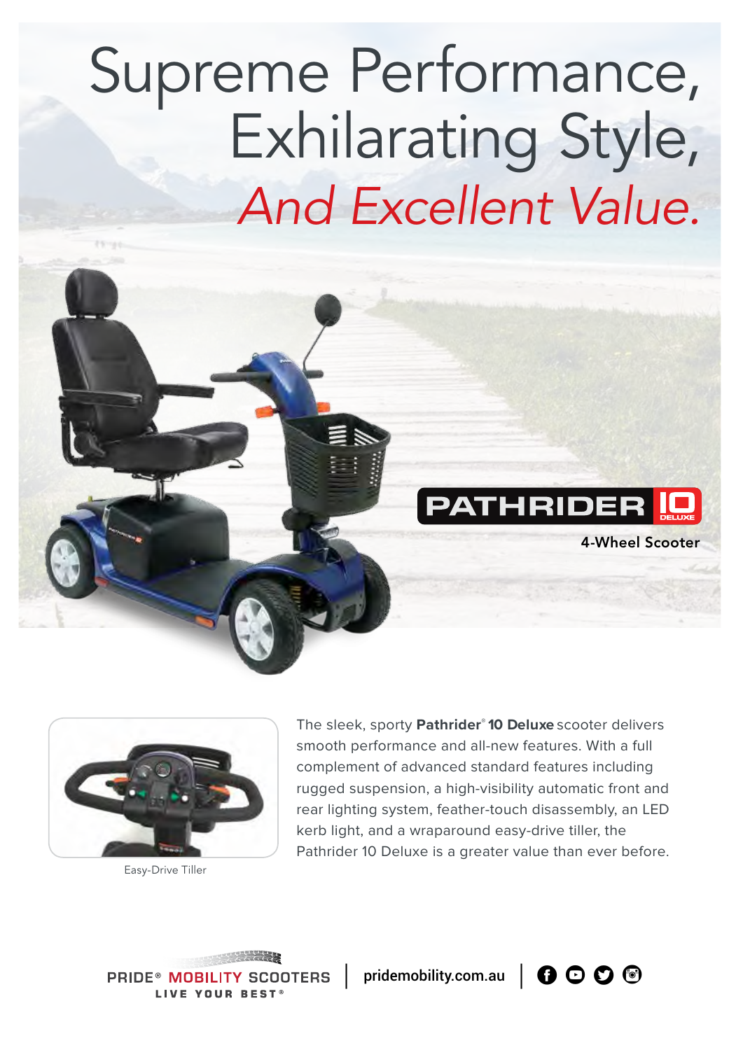# Supreme Performance, Exhilarating Style, *And Excellent Value.*

## PATHRIDER 10 DELUXE

4-Wheel Scooter

Easy-Drive Tiller

The sleek, sporty **Pathrider® 10 Deluxe** scooter delivers smooth performance and all-new features. With a full complement of advanced standard features including rugged suspension, a high-visibility automatic front and rear lighting system, feather-touch disassembly, an LED kerb light, and a wraparound easy-drive tiller, the Pathrider 10 Deluxe is a greater value than ever before.

PRIDE® MOBILITY SCOOTERS
LIVE YOUR BEST®

pridemobility.com.au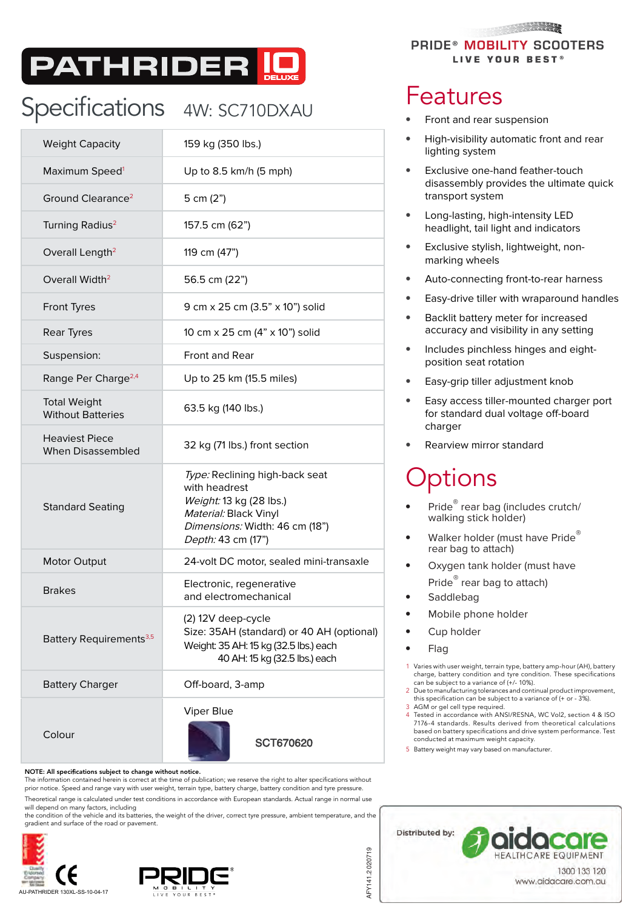# PATHRIDER 10 DELUXE

PRIDE® MOBILITY SCOOTERS
LIVE YOUR BEST®

## Specifications 4W: SC710DXAU

| | |
|---|---|
| Weight Capacity | 159 kg (350 lbs.) |
| Maximum Speed[1] | Up to 8.5 km/h (5 mph) |
| Ground Clearance[2] | 5 cm (2") |
| Turning Radius[2] | 157.5 cm (62") |
| Overall Length[2] | 119 cm (47") |
| Overall Width[2] | 56.5 cm (22") |
| Front Tyres | 9 cm x 25 cm (3.5" x 10") solid |
| Rear Tyres | 10 cm x 25 cm (4" x 10") solid |
| Suspension: | Front and Rear |
| Range Per Charge[2,4] | Up to 25 km (15.5 miles) |
| Total Weight Without Batteries | 63.5 kg (140 lbs.) |
| Heaviest Piece When Disassembled | 32 kg (71 lbs.) front section |
| Standard Seating | *Type:* Reclining high-back seat with headrest<br>*Weight:* 13 kg (28 lbs.)<br>*Material:* Black Vinyl<br>*Dimensions:* Width: 46 cm (18")<br>*Depth:* 43 cm (17") |
| Motor Output | 24-volt DC motor, sealed mini-transaxle |
| Brakes | Electronic, regenerative and electromechanical |
| Battery Requirements[3,5] | (2) 12V deep-cycle<br>Size: 35AH (standard) or 40 AH (optional)<br>Weight: 35 AH: 15 kg (32.5 lbs.) each<br>40 AH: 15 kg (32.5 lbs.) each |
| Battery Charger | Off-board, 3-amp |
| Colour | Viper Blue<br>SCT670620 |

**NOTE: All specifications subject to change without notice.**
The information contained herein is correct at the time of publication; we reserve the right to alter specifications without prior notice. Speed and range vary with user weight, terrain type, battery charge, battery condition and tyre pressure.

Theoretical range is calculated under test conditions in accordance with European standards. Actual range in normal use will depend on many factors, including the condition of the vehicle and its batteries, the weight of the driver, correct tyre pressure, ambient temperature, and the gradient and surface of the road or pavement.

## Features

- Front and rear suspension
- High-visibility automatic front and rear lighting system
- Exclusive one-hand feather-touch disassembly provides the ultimate quick transport system
- Long-lasting, high-intensity LED headlight, tail light and indicators
- Exclusive stylish, lightweight, non-marking wheels
- Auto-connecting front-to-rear harness
- Easy-drive tiller with wraparound handles
- Backlit battery meter for increased accuracy and visibility in any setting
- Includes pinchless hinges and eight-position seat rotation
- Easy-grip tiller adjustment knob
- Easy access tiller-mounted charger port for standard dual voltage off-board charger
- Rearview mirror standard

## Options

- Pride® rear bag (includes crutch/walking stick holder)
- Walker holder (must have Pride® rear bag to attach)
- Oxygen tank holder (must have Pride® rear bag to attach)
- Saddlebag
- Mobile phone holder
- Cup holder
- Flag

1 Varies with user weight, terrain type, battery amp-hour (AH), battery charge, battery condition and tyre condition. These specifications can be subject to a variance of (+/- 10%).
2 Due to manufacturing tolerances and continual product improvement, this specification can be subject to a variance of (+ or - 3%).
3 AGM or gel cell type required.
4 Tested in accordance with ANSI/RESNA, WC Vol2, section 4 & ISO 7176-4 standards. Results derived from theoretical calculations based on battery specifications and drive system performance. Test conducted at maximum weight capacity.
5 Battery weight may vary based on manufacturer.

Distributed by: aidacare HEALTHCARE EQUIPMENT
1300 133 120
www.aidacare.com.au

AU-PATHRIDER 130XL-SS-10-04-17

AFY141.2020719